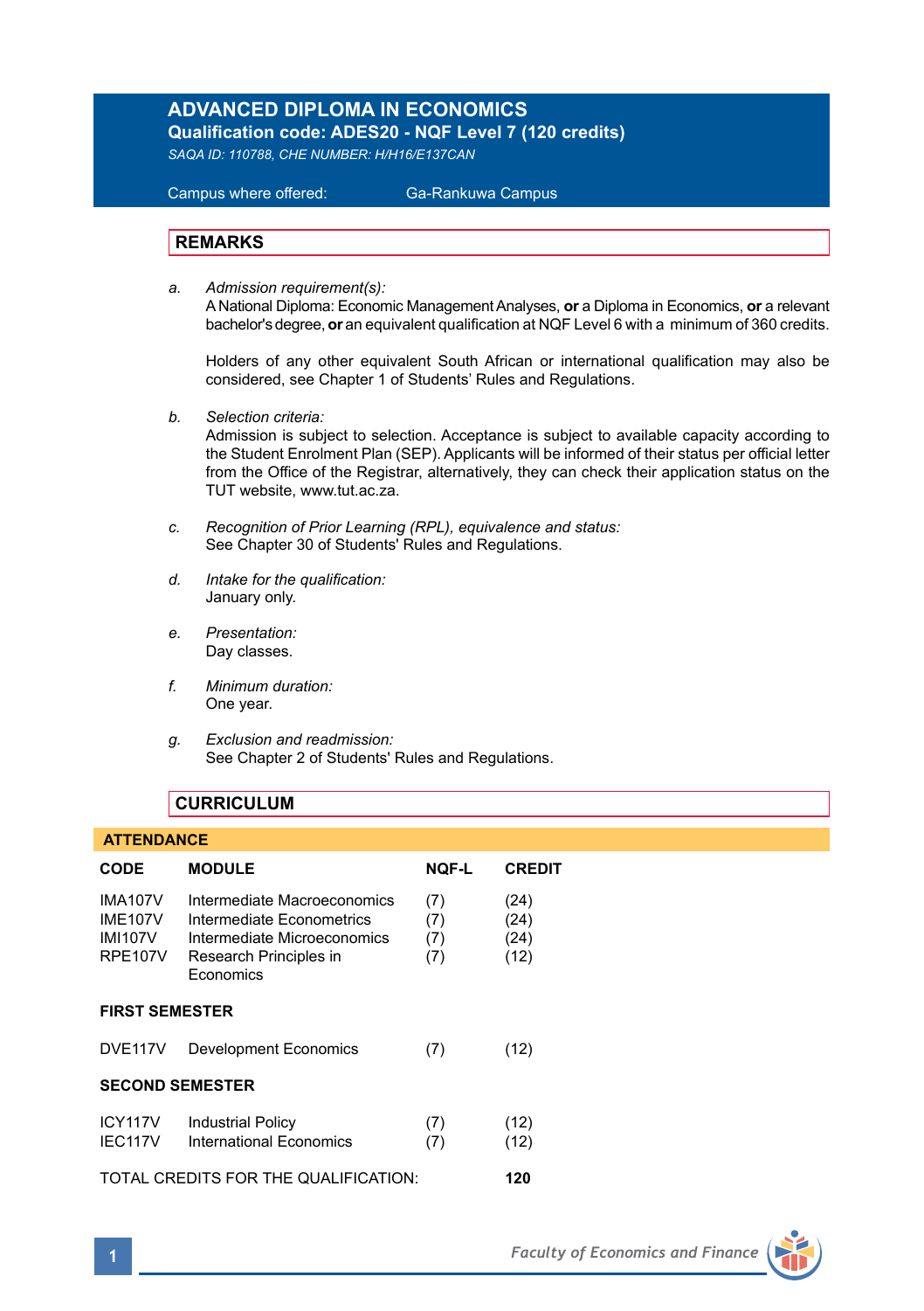# ADVANCED DIPLOMA IN ECONOMICS

**Qualification code: ADES20 - NQF Level 7 (120 credits)**

*SAQA ID: 110788, CHE NUMBER: H/H16/E137CAN*

Campus where offered: Ga-Rankuwa Campus

## REMARKS

a. *Admission requirement(s):*
A National Diploma: Economic Management Analyses, **or** a Diploma in Economics, **or** a relevant bachelor's degree, **or** an equivalent qualification at NQF Level 6 with a minimum of 360 credits.

Holders of any other equivalent South African or international qualification may also be considered, see Chapter 1 of Students' Rules and Regulations.

b. *Selection criteria:*
Admission is subject to selection. Acceptance is subject to available capacity according to the Student Enrolment Plan (SEP). Applicants will be informed of their status per official letter from the Office of the Registrar, alternatively, they can check their application status on the TUT website, www.tut.ac.za.

c. *Recognition of Prior Learning (RPL), equivalence and status:*
See Chapter 30 of Students' Rules and Regulations.

d. *Intake for the qualification:*
January only.

e. *Presentation:*
Day classes.

f. *Minimum duration:*
One year.

g. *Exclusion and readmission:*
See Chapter 2 of Students' Rules and Regulations.

## CURRICULUM

**ATTENDANCE**

| CODE | MODULE | NQF-L | CREDIT |
|---|---|---|---|
| IMA107V | Intermediate Macroeconomics | (7) | (24) |
| IME107V | Intermediate Econometrics | (7) | (24) |
| IMI107V | Intermediate Microeconomics | (7) | (24) |
| RPE107V | Research Principles in Economics | (7) | (12) |
| **FIRST SEMESTER** | | | |
| DVE117V | Development Economics | (7) | (12) |
| **SECOND SEMESTER** | | | |
| ICY117V | Industrial Policy | (7) | (12) |
| IEC117V | International Economics | (7) | (12) |

TOTAL CREDITS FOR THE QUALIFICATION: **120**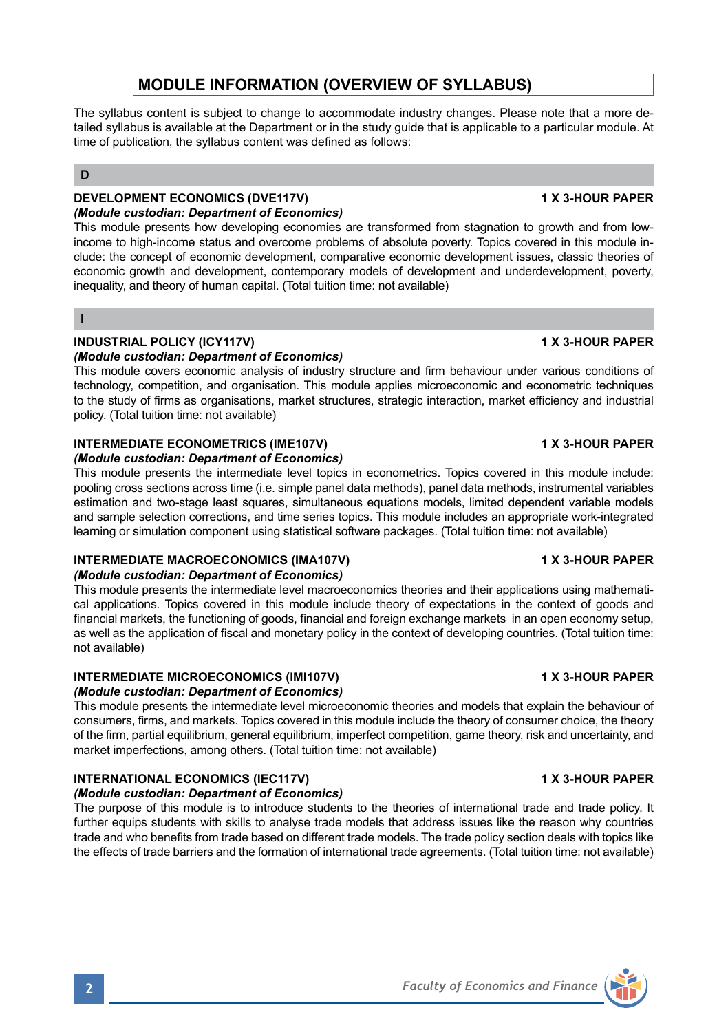# MODULE INFORMATION (OVERVIEW OF SYLLABUS)

The syllabus content is subject to change to accommodate industry changes. Please note that a more detailed syllabus is available at the Department or in the study guide that is applicable to a particular module. At time of publication, the syllabus content was defined as follows:

## D

### DEVELOPMENT ECONOMICS (DVE117V) — 1 X 3-HOUR PAPER

*(Module custodian: Department of Economics)*

This module presents how developing economies are transformed from stagnation to growth and from low-income to high-income status and overcome problems of absolute poverty. Topics covered in this module include: the concept of economic development, comparative economic development issues, classic theories of economic growth and development, contemporary models of development and underdevelopment, poverty, inequality, and theory of human capital. (Total tuition time: not available)

## I

### INDUSTRIAL POLICY (ICY117V) — 1 X 3-HOUR PAPER

*(Module custodian: Department of Economics)*

This module covers economic analysis of industry structure and firm behaviour under various conditions of technology, competition, and organisation. This module applies microeconomic and econometric techniques to the study of firms as organisations, market structures, strategic interaction, market efficiency and industrial policy. (Total tuition time: not available)

### INTERMEDIATE ECONOMETRICS (IME107V) — 1 X 3-HOUR PAPER

*(Module custodian: Department of Economics)*

This module presents the intermediate level topics in econometrics. Topics covered in this module include: pooling cross sections across time (i.e. simple panel data methods), panel data methods, instrumental variables estimation and two-stage least squares, simultaneous equations models, limited dependent variable models and sample selection corrections, and time series topics. This module includes an appropriate work-integrated learning or simulation component using statistical software packages. (Total tuition time: not available)

### INTERMEDIATE MACROECONOMICS (IMA107V) — 1 X 3-HOUR PAPER

*(Module custodian: Department of Economics)*

This module presents the intermediate level macroeconomics theories and their applications using mathematical applications. Topics covered in this module include theory of expectations in the context of goods and financial markets, the functioning of goods, financial and foreign exchange markets in an open economy setup, as well as the application of fiscal and monetary policy in the context of developing countries. (Total tuition time: not available)

### INTERMEDIATE MICROECONOMICS (IMI107V) — 1 X 3-HOUR PAPER

*(Module custodian: Department of Economics)*

This module presents the intermediate level microeconomic theories and models that explain the behaviour of consumers, firms, and markets. Topics covered in this module include the theory of consumer choice, the theory of the firm, partial equilibrium, general equilibrium, imperfect competition, game theory, risk and uncertainty, and market imperfections, among others. (Total tuition time: not available)

### INTERNATIONAL ECONOMICS (IEC117V) — 1 X 3-HOUR PAPER

*(Module custodian: Department of Economics)*

The purpose of this module is to introduce students to the theories of international trade and trade policy. It further equips students with skills to analyse trade models that address issues like the reason why countries trade and who benefits from trade based on different trade models. The trade policy section deals with topics like the effects of trade barriers and the formation of international trade agreements. (Total tuition time: not available)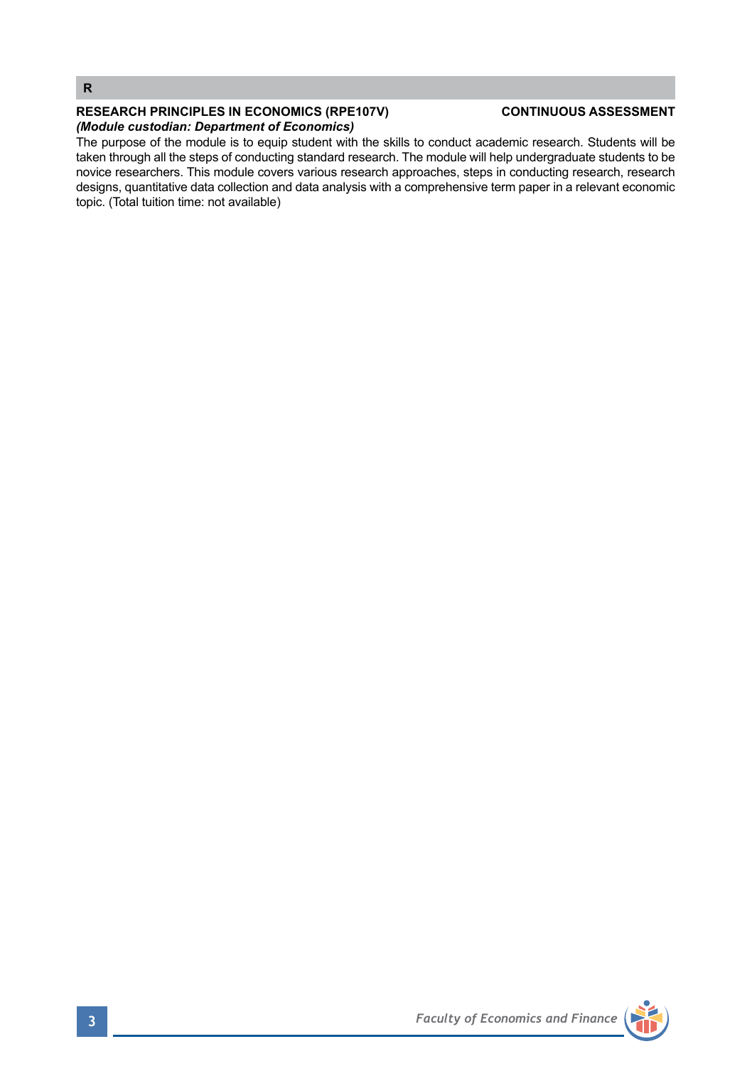## R

**RESEARCH PRINCIPLES IN ECONOMICS (RPE107V)** **CONTINUOUS ASSESSMENT**

***(Module custodian: Department of Economics)***

The purpose of the module is to equip student with the skills to conduct academic research. Students will be taken through all the steps of conducting standard research. The module will help undergraduate students to be novice researchers. This module covers various research approaches, steps in conducting research, research designs, quantitative data collection and data analysis with a comprehensive term paper in a relevant economic topic. (Total tuition time: not available)